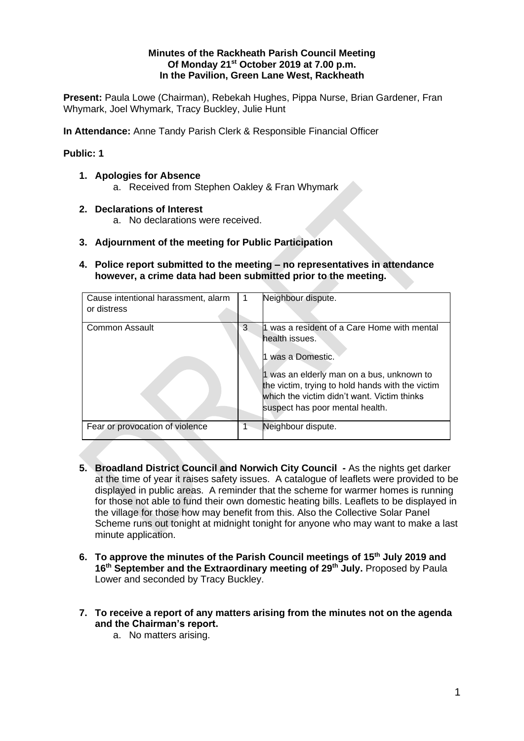**Minutes of the Rackheath Parish Council Meeting**
**Of Monday 21st October 2019 at 7.00 p.m.**
**In the Pavilion, Green Lane West, Rackheath**

**Present:** Paula Lowe (Chairman), Rebekah Hughes, Pippa Nurse, Brian Gardener, Fran Whymark, Joel Whymark, Tracy Buckley, Julie Hunt

**In Attendance:** Anne Tandy Parish Clerk & Responsible Financial Officer

**Public: 1**

1. **Apologies for Absence**
   a. Received from Stephen Oakley & Fran Whymark

2. **Declarations of Interest**
   a. No declarations were received.

3. **Adjournment of the meeting for Public Participation**

4. **Police report submitted to the meeting – no representatives in attendance however, a crime data had been submitted prior to the meeting.**

| Cause intentional harassment, alarm or distress | 1 | Neighbour dispute. |
|---|---|---|
| Common Assault | 3 | 1 was a resident of a Care Home with mental health issues.<br><br>1 was a Domestic.<br><br>1 was an elderly man on a bus, unknown to the victim, trying to hold hands with the victim which the victim didn't want. Victim thinks suspect has poor mental health. |
| Fear or provocation of violence | 1 | Neighbour dispute. |

5. **Broadland District Council and Norwich City Council -** As the nights get darker at the time of year it raises safety issues. A catalogue of leaflets were provided to be displayed in public areas. A reminder that the scheme for warmer homes is running for those not able to fund their own domestic heating bills. Leaflets to be displayed in the village for those how may benefit from this. Also the Collective Solar Panel Scheme runs out tonight at midnight tonight for anyone who may want to make a last minute application.

6. **To approve the minutes of the Parish Council meetings of 15th July 2019 and 16th September and the Extraordinary meeting of 29th July.** Proposed by Paula Lower and seconded by Tracy Buckley.

7. **To receive a report of any matters arising from the minutes not on the agenda and the Chairman's report.**
   a. No matters arising.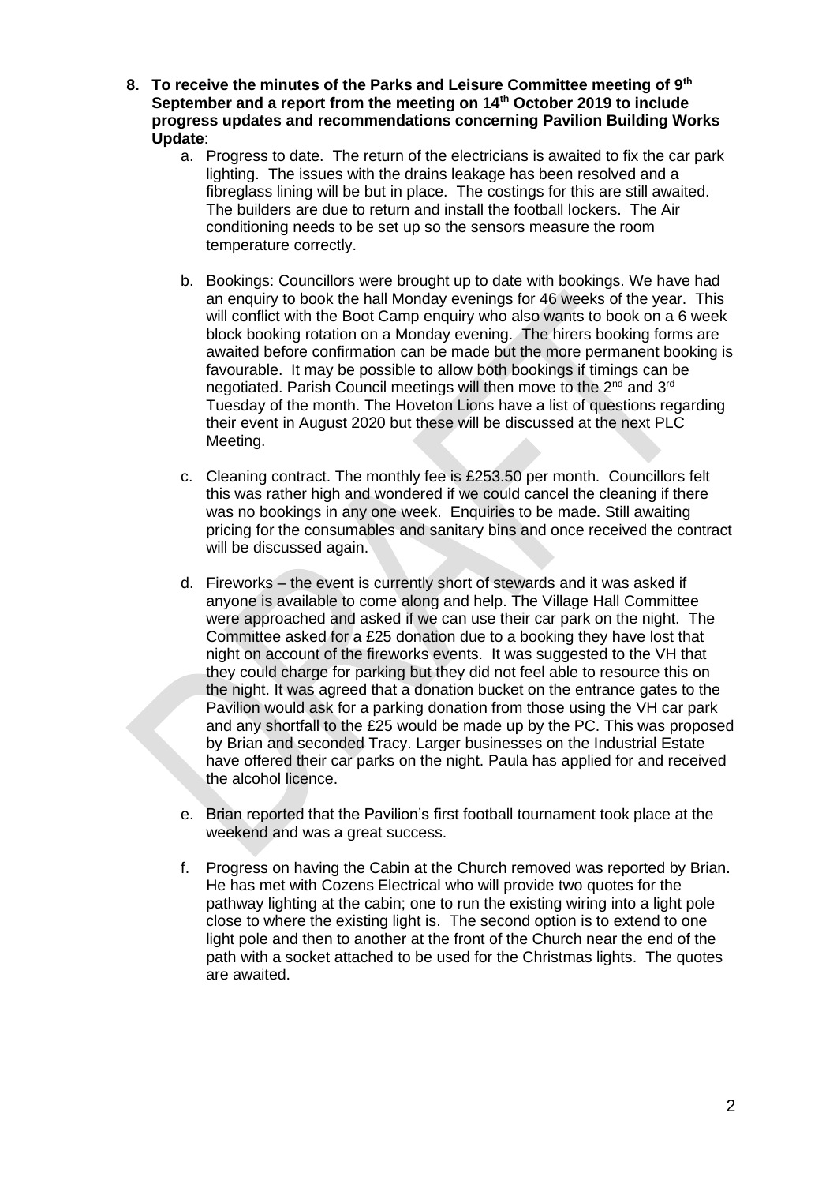8. **To receive the minutes of the Parks and Leisure Committee meeting of 9th September and a report from the meeting on 14th October 2019 to include progress updates and recommendations concerning Pavilion Building Works Update**:

   a. Progress to date. The return of the electricians is awaited to fix the car park lighting. The issues with the drains leakage has been resolved and a fibreglass lining will be but in place. The costings for this are still awaited. The builders are due to return and install the football lockers. The Air conditioning needs to be set up so the sensors measure the room temperature correctly.

   b. Bookings: Councillors were brought up to date with bookings. We have had an enquiry to book the hall Monday evenings for 46 weeks of the year. This will conflict with the Boot Camp enquiry who also wants to book on a 6 week block booking rotation on a Monday evening. The hirers booking forms are awaited before confirmation can be made but the more permanent booking is favourable. It may be possible to allow both bookings if timings can be negotiated. Parish Council meetings will then move to the 2nd and 3rd Tuesday of the month. The Hoveton Lions have a list of questions regarding their event in August 2020 but these will be discussed at the next PLC Meeting.

   c. Cleaning contract. The monthly fee is £253.50 per month. Councillors felt this was rather high and wondered if we could cancel the cleaning if there was no bookings in any one week. Enquiries to be made. Still awaiting pricing for the consumables and sanitary bins and once received the contract will be discussed again.

   d. Fireworks – the event is currently short of stewards and it was asked if anyone is available to come along and help. The Village Hall Committee were approached and asked if we can use their car park on the night. The Committee asked for a £25 donation due to a booking they have lost that night on account of the fireworks events. It was suggested to the VH that they could charge for parking but they did not feel able to resource this on the night. It was agreed that a donation bucket on the entrance gates to the Pavilion would ask for a parking donation from those using the VH car park and any shortfall to the £25 would be made up by the PC. This was proposed by Brian and seconded Tracy. Larger businesses on the Industrial Estate have offered their car parks on the night. Paula has applied for and received the alcohol licence.

   e. Brian reported that the Pavilion's first football tournament took place at the weekend and was a great success.

   f. Progress on having the Cabin at the Church removed was reported by Brian. He has met with Cozens Electrical who will provide two quotes for the pathway lighting at the cabin; one to run the existing wiring into a light pole close to where the existing light is. The second option is to extend to one light pole and then to another at the front of the Church near the end of the path with a socket attached to be used for the Christmas lights. The quotes are awaited.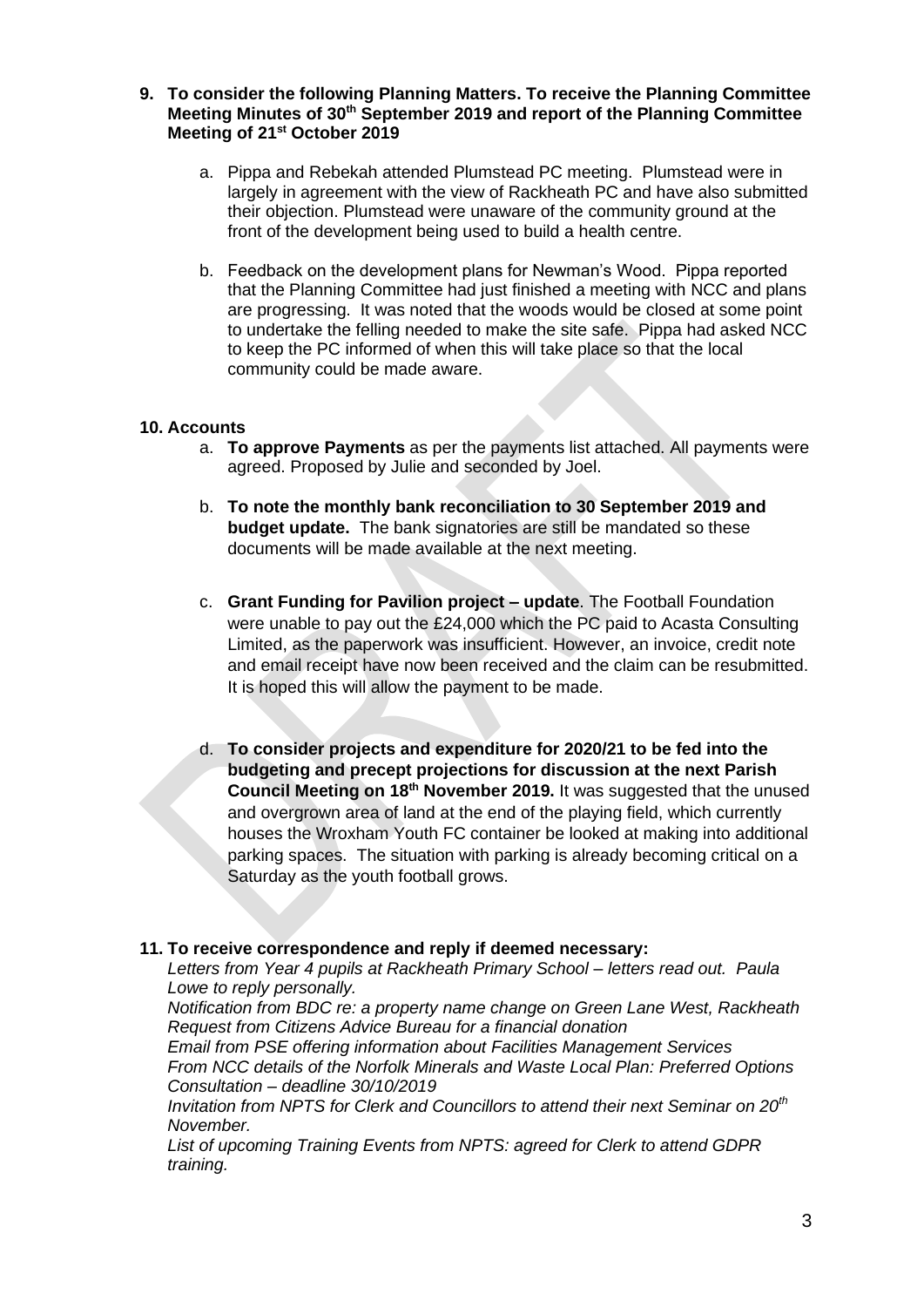**9. To consider the following Planning Matters. To receive the Planning Committee Meeting Minutes of 30th September 2019 and report of the Planning Committee Meeting of 21st October 2019**

a. Pippa and Rebekah attended Plumstead PC meeting. Plumstead were in largely in agreement with the view of Rackheath PC and have also submitted their objection. Plumstead were unaware of the community ground at the front of the development being used to build a health centre.

b. Feedback on the development plans for Newman's Wood. Pippa reported that the Planning Committee had just finished a meeting with NCC and plans are progressing. It was noted that the woods would be closed at some point to undertake the felling needed to make the site safe. Pippa had asked NCC to keep the PC informed of when this will take place so that the local community could be made aware.

**10. Accounts**

a. **To approve Payments** as per the payments list attached. All payments were agreed. Proposed by Julie and seconded by Joel.

b. **To note the monthly bank reconciliation to 30 September 2019 and budget update.** The bank signatories are still be mandated so these documents will be made available at the next meeting.

c. **Grant Funding for Pavilion project – update**. The Football Foundation were unable to pay out the £24,000 which the PC paid to Acasta Consulting Limited, as the paperwork was insufficient. However, an invoice, credit note and email receipt have now been received and the claim can be resubmitted. It is hoped this will allow the payment to be made.

d. **To consider projects and expenditure for 2020/21 to be fed into the budgeting and precept projections for discussion at the next Parish Council Meeting on 18th November 2019.** It was suggested that the unused and overgrown area of land at the end of the playing field, which currently houses the Wroxham Youth FC container be looked at making into additional parking spaces. The situation with parking is already becoming critical on a Saturday as the youth football grows.

**11. To receive correspondence and reply if deemed necessary:**

*Letters from Year 4 pupils at Rackheath Primary School – letters read out. Paula Lowe to reply personally.*
*Notification from BDC re: a property name change on Green Lane West, Rackheath*
*Request from Citizens Advice Bureau for a financial donation*
*Email from PSE offering information about Facilities Management Services*
*From NCC details of the Norfolk Minerals and Waste Local Plan: Preferred Options Consultation – deadline 30/10/2019*
*Invitation from NPTS for Clerk and Councillors to attend their next Seminar on 20th November.*
*List of upcoming Training Events from NPTS: agreed for Clerk to attend GDPR training.*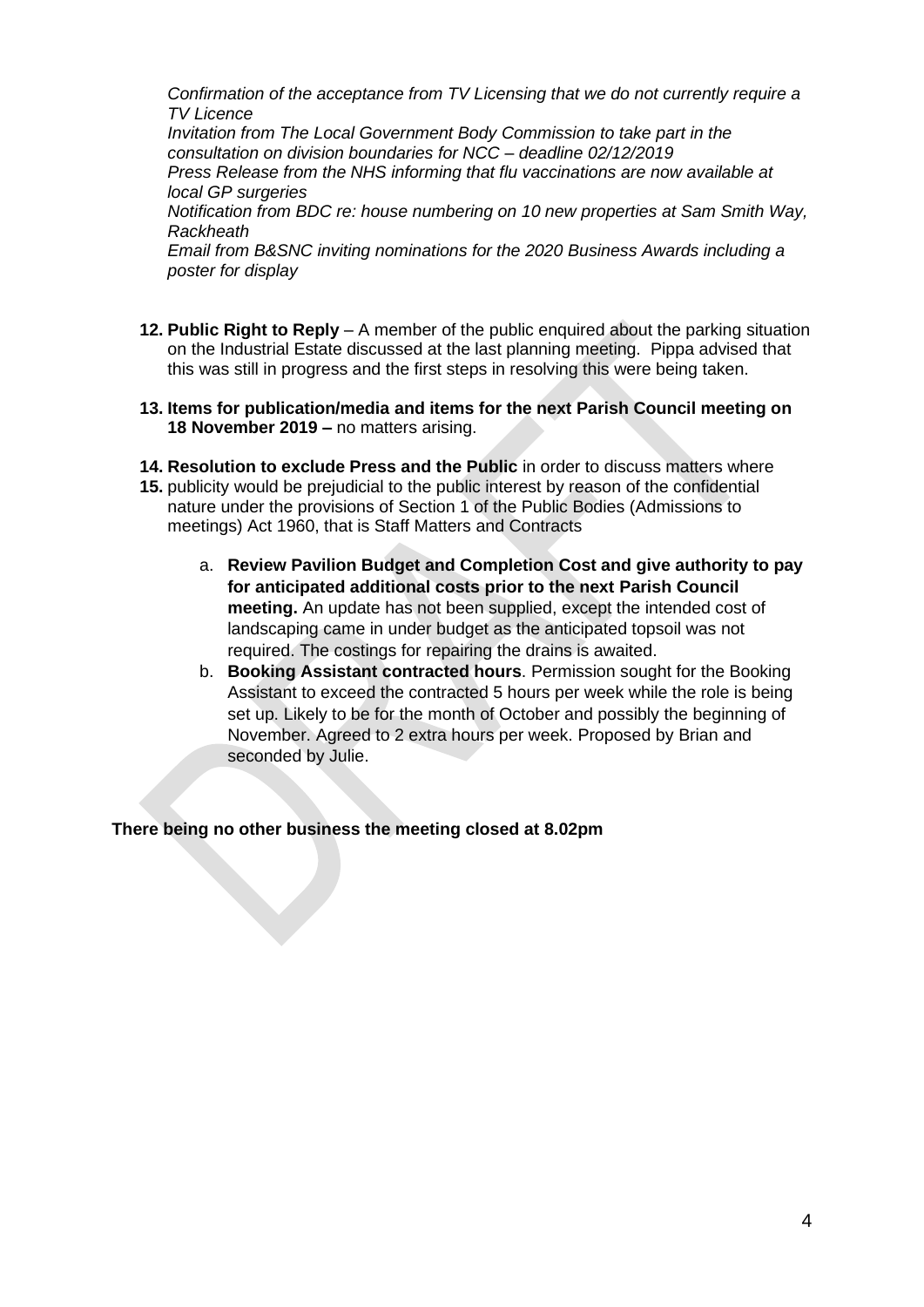*Confirmation of the acceptance from TV Licensing that we do not currently require a TV Licence*
*Invitation from The Local Government Body Commission to take part in the consultation on division boundaries for NCC – deadline 02/12/2019*
*Press Release from the NHS informing that flu vaccinations are now available at local GP surgeries*
*Notification from BDC re: house numbering on 10 new properties at Sam Smith Way, Rackheath*
*Email from B&SNC inviting nominations for the 2020 Business Awards including a poster for display*

12. **Public Right to Reply** – A member of the public enquired about the parking situation on the Industrial Estate discussed at the last planning meeting. Pippa advised that this was still in progress and the first steps in resolving this were being taken.

13. **Items for publication/media and items for the next Parish Council meeting on 18 November 2019 –** no matters arising.

14. **Resolution to exclude Press and the Public** in order to discuss matters where
15. publicity would be prejudicial to the public interest by reason of the confidential nature under the provisions of Section 1 of the Public Bodies (Admissions to meetings) Act 1960, that is Staff Matters and Contracts

    a. **Review Pavilion Budget and Completion Cost and give authority to pay for anticipated additional costs prior to the next Parish Council meeting.** An update has not been supplied, except the intended cost of landscaping came in under budget as the anticipated topsoil was not required. The costings for repairing the drains is awaited.
    b. **Booking Assistant contracted hours**. Permission sought for the Booking Assistant to exceed the contracted 5 hours per week while the role is being set up. Likely to be for the month of October and possibly the beginning of November. Agreed to 2 extra hours per week. Proposed by Brian and seconded by Julie.

**There being no other business the meeting closed at 8.02pm**